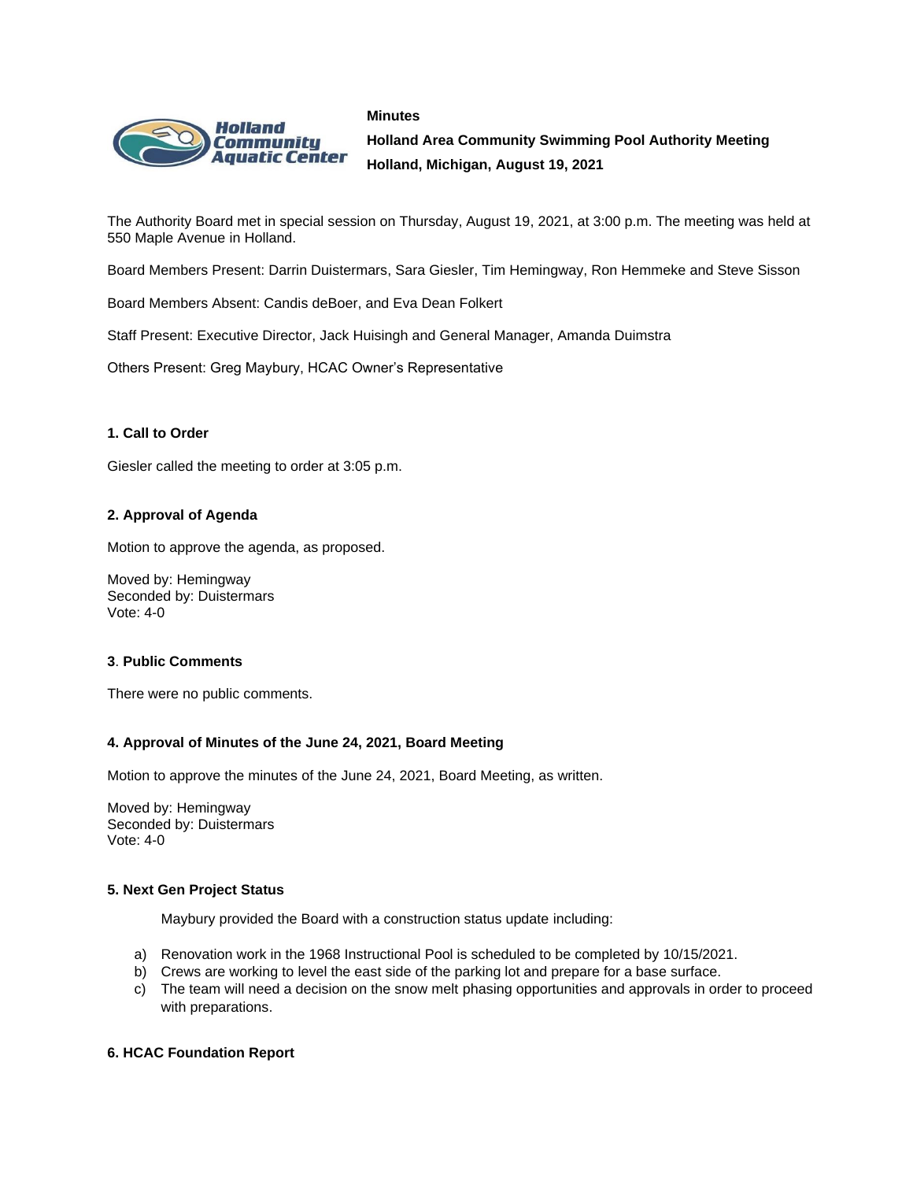**Minutes**

**Holland Area Community Swimming Pool Authority Meeting**

**Holland, Michigan, August 19, 2021**

The Authority Board met in special session on Thursday, August 19, 2021, at 3:00 p.m. The meeting was held at 550 Maple Avenue in Holland.

Board Members Present: Darrin Duistermars, Sara Giesler, Tim Hemingway, Ron Hemmeke and Steve Sisson

Board Members Absent: Candis deBoer, and Eva Dean Folkert

Staff Present: Executive Director, Jack Huisingh and General Manager, Amanda Duimstra

Others Present: Greg Maybury, HCAC Owner's Representative

#### 1. Call to Order

Giesler called the meeting to order at 3:05 p.m.

#### 2. Approval of Agenda

Motion to approve the agenda, as proposed.

Moved by: Hemingway
Seconded by: Duistermars
Vote: 4-0

#### 3. Public Comments

There were no public comments.

#### 4. Approval of Minutes of the June 24, 2021, Board Meeting

Motion to approve the minutes of the June 24, 2021, Board Meeting, as written.

Moved by: Hemingway
Seconded by: Duistermars
Vote: 4-0

#### 5. Next Gen Project Status

Maybury provided the Board with a construction status update including:

a) Renovation work in the 1968 Instructional Pool is scheduled to be completed by 10/15/2021.
b) Crews are working to level the east side of the parking lot and prepare for a base surface.
c) The team will need a decision on the snow melt phasing opportunities and approvals in order to proceed with preparations.

#### 6. HCAC Foundation Report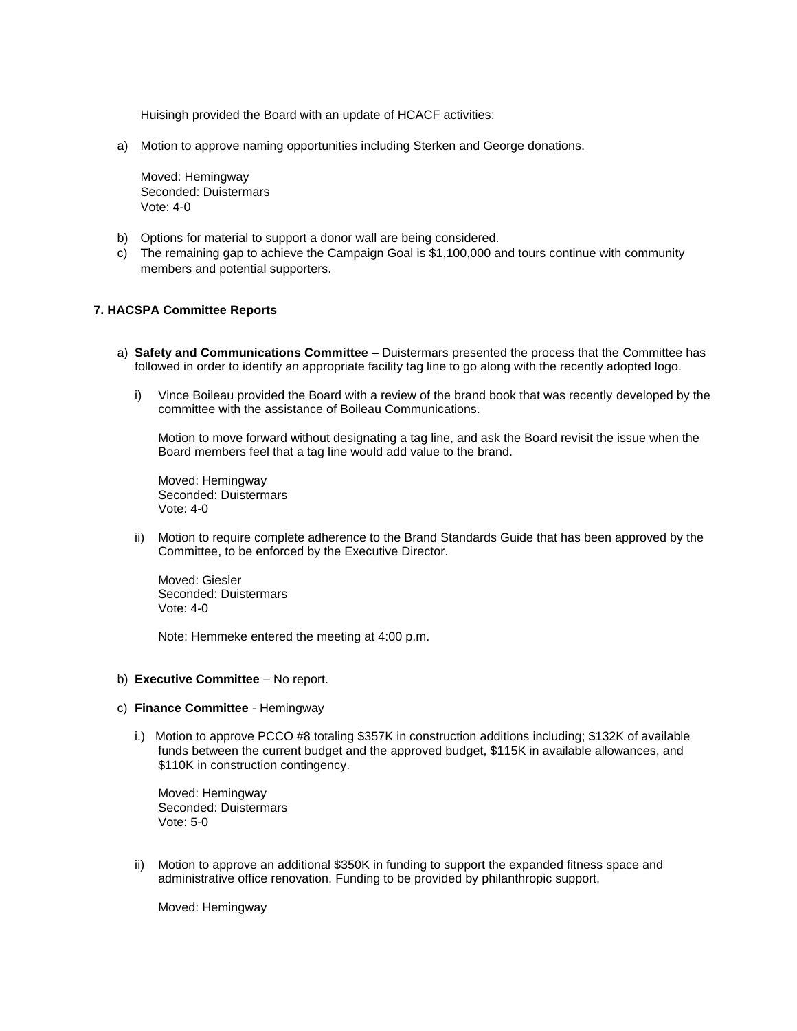Huisingh provided the Board with an update of HCACF activities:

a) Motion to approve naming opportunities including Sterken and George donations.

   Moved: Hemingway
   Seconded: Duistermars
   Vote: 4-0

b) Options for material to support a donor wall are being considered.
c) The remaining gap to achieve the Campaign Goal is $1,100,000 and tours continue with community members and potential supporters.

**7. HACSPA Committee Reports**

a) **Safety and Communications Committee** – Duistermars presented the process that the Committee has followed in order to identify an appropriate facility tag line to go along with the recently adopted logo.

   i) Vince Boileau provided the Board with a review of the brand book that was recently developed by the committee with the assistance of Boileau Communications.

      Motion to move forward without designating a tag line, and ask the Board revisit the issue when the Board members feel that a tag line would add value to the brand.

      Moved: Hemingway
      Seconded: Duistermars
      Vote: 4-0

   ii) Motion to require complete adherence to the Brand Standards Guide that has been approved by the Committee, to be enforced by the Executive Director.

      Moved: Giesler
      Seconded: Duistermars
      Vote: 4-0

      Note: Hemmeke entered the meeting at 4:00 p.m.

b) **Executive Committee** – No report.

c) **Finance Committee** - Hemingway

   i.) Motion to approve PCCO #8 totaling $357K in construction additions including; $132K of available funds between the current budget and the approved budget, $115K in available allowances, and $110K in construction contingency.

      Moved: Hemingway
      Seconded: Duistermars
      Vote: 5-0

   ii) Motion to approve an additional $350K in funding to support the expanded fitness space and administrative office renovation. Funding to be provided by philanthropic support.

      Moved: Hemingway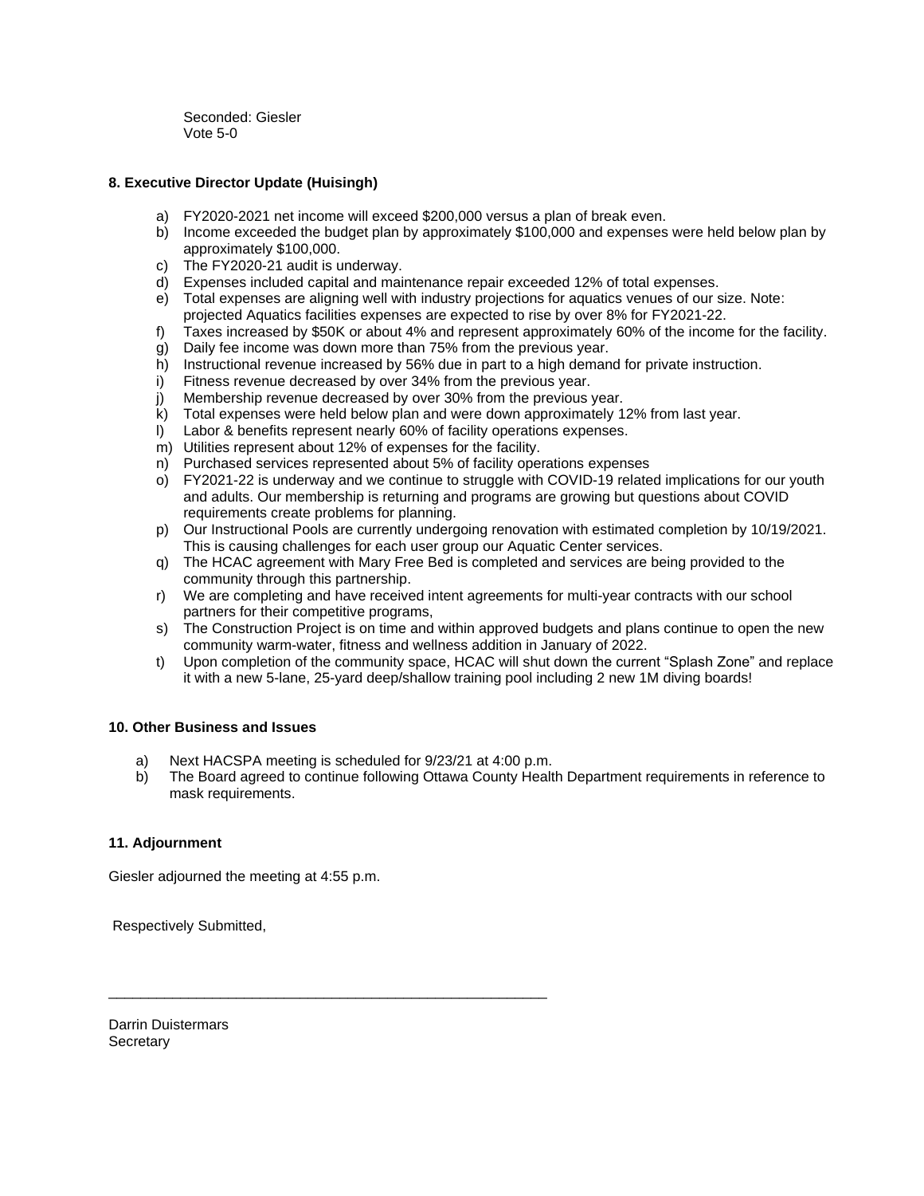Seconded: Giesler
Vote 5-0

**8. Executive Director Update (Huisingh)**

a) FY2020-2021 net income will exceed $200,000 versus a plan of break even.
b) Income exceeded the budget plan by approximately $100,000 and expenses were held below plan by approximately $100,000.
c) The FY2020-21 audit is underway.
d) Expenses included capital and maintenance repair exceeded 12% of total expenses.
e) Total expenses are aligning well with industry projections for aquatics venues of our size. Note: projected Aquatics facilities expenses are expected to rise by over 8% for FY2021-22.
f) Taxes increased by $50K or about 4% and represent approximately 60% of the income for the facility.
g) Daily fee income was down more than 75% from the previous year.
h) Instructional revenue increased by 56% due in part to a high demand for private instruction.
i) Fitness revenue decreased by over 34% from the previous year.
j) Membership revenue decreased by over 30% from the previous year.
k) Total expenses were held below plan and were down approximately 12% from last year.
l) Labor & benefits represent nearly 60% of facility operations expenses.
m) Utilities represent about 12% of expenses for the facility.
n) Purchased services represented about 5% of facility operations expenses
o) FY2021-22 is underway and we continue to struggle with COVID-19 related implications for our youth and adults. Our membership is returning and programs are growing but questions about COVID requirements create problems for planning.
p) Our Instructional Pools are currently undergoing renovation with estimated completion by 10/19/2021. This is causing challenges for each user group our Aquatic Center services.
q) The HCAC agreement with Mary Free Bed is completed and services are being provided to the community through this partnership.
r) We are completing and have received intent agreements for multi-year contracts with our school partners for their competitive programs,
s) The Construction Project is on time and within approved budgets and plans continue to open the new community warm-water, fitness and wellness addition in January of 2022.
t) Upon completion of the community space, HCAC will shut down the current "Splash Zone" and replace it with a new 5-lane, 25-yard deep/shallow training pool including 2 new 1M diving boards!

**10. Other Business and Issues**

a) Next HACSPA meeting is scheduled for 9/23/21 at 4:00 p.m.
b) The Board agreed to continue following Ottawa County Health Department requirements in reference to mask requirements.

**11. Adjournment**

Giesler adjourned the meeting at 4:55 p.m.

Respectively Submitted,

\_\_\_\_\_\_\_\_\_\_\_\_\_\_\_\_\_\_\_\_\_\_\_\_\_\_\_\_\_\_\_\_\_\_\_\_\_\_\_\_\_\_\_\_\_\_\_\_\_\_\_\_\_\_

Darrin Duistermars
Secretary